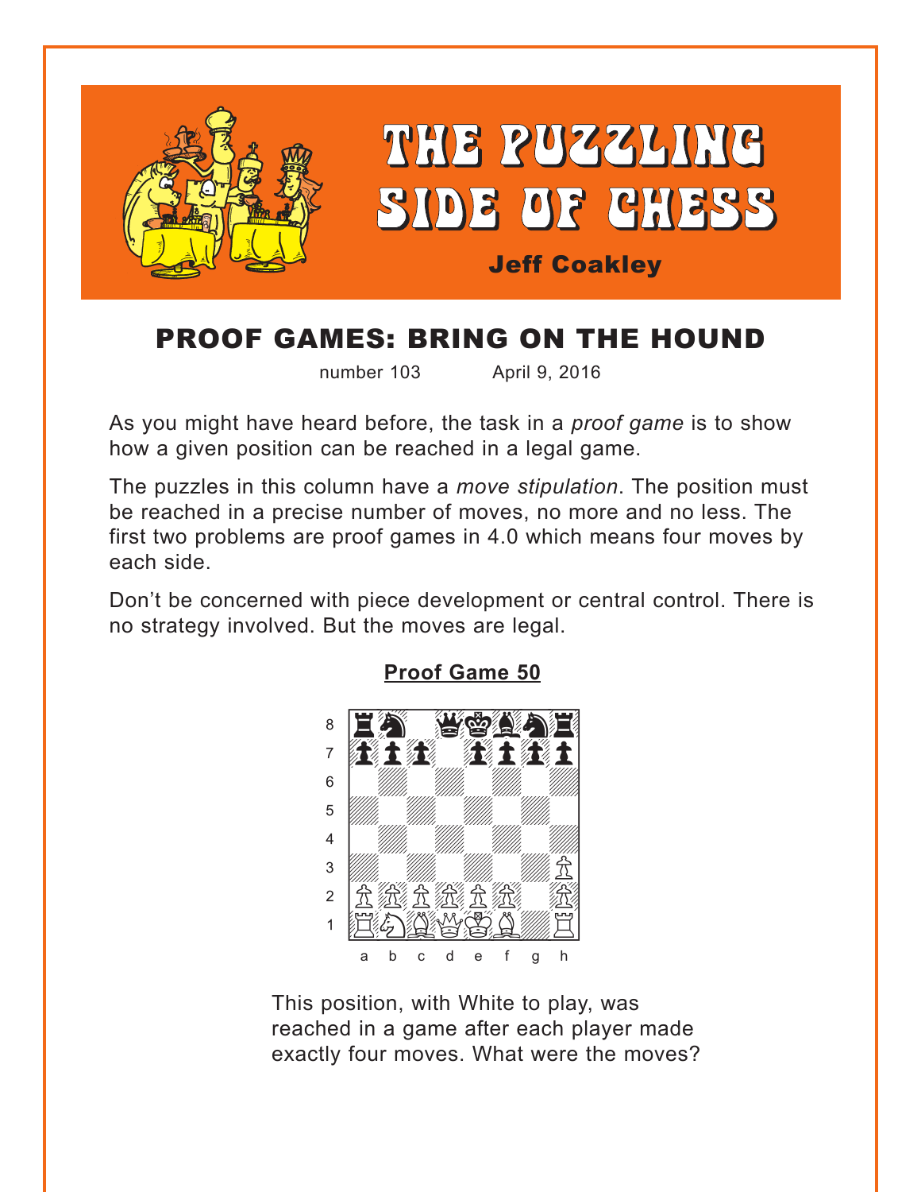# THE PUZZLING SIDE OF CHESS

**Jeff Coakley**

## PROOF GAMES: BRING ON THE HOUND

number 103 April 9, 2016

As you might have heard before, the task in a *proof game* is to show how a given position can be reached in a legal game.

The puzzles in this column have a *move stipulation*. The position must be reached in a precise number of moves, no more and no less. The first two problems are proof games in 4.0 which means four moves by each side.

Don't be concerned with piece development or central control. There is no strategy involved. But the moves are legal.

### Proof Game 50

This position, with White to play, was reached in a game after each player made exactly four moves. What were the moves?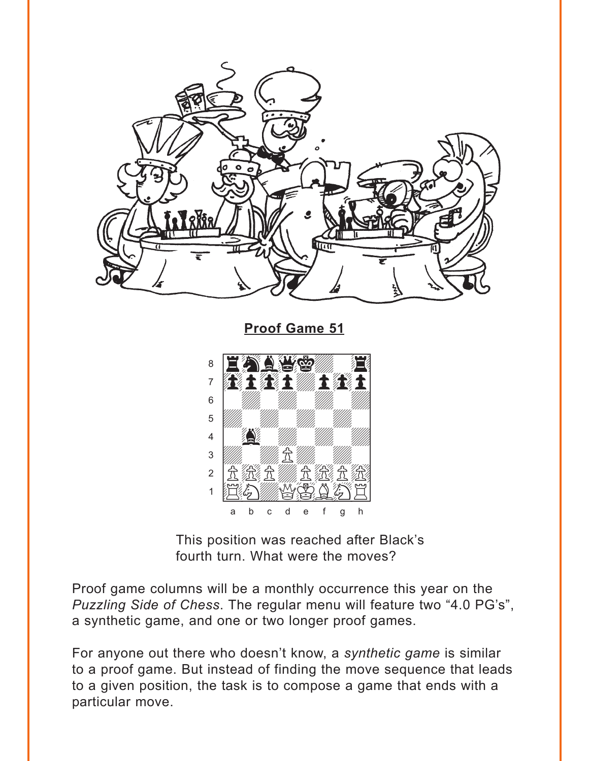**Proof Game 51**

This position was reached after Black's fourth turn. What were the moves?

Proof game columns will be a monthly occurrence this year on the *Puzzling Side of Chess*. The regular menu will feature two "4.0 PG's", a synthetic game, and one or two longer proof games.

For anyone out there who doesn't know, a *synthetic game* is similar to a proof game. But instead of finding the move sequence that leads to a given position, the task is to compose a game that ends with a particular move.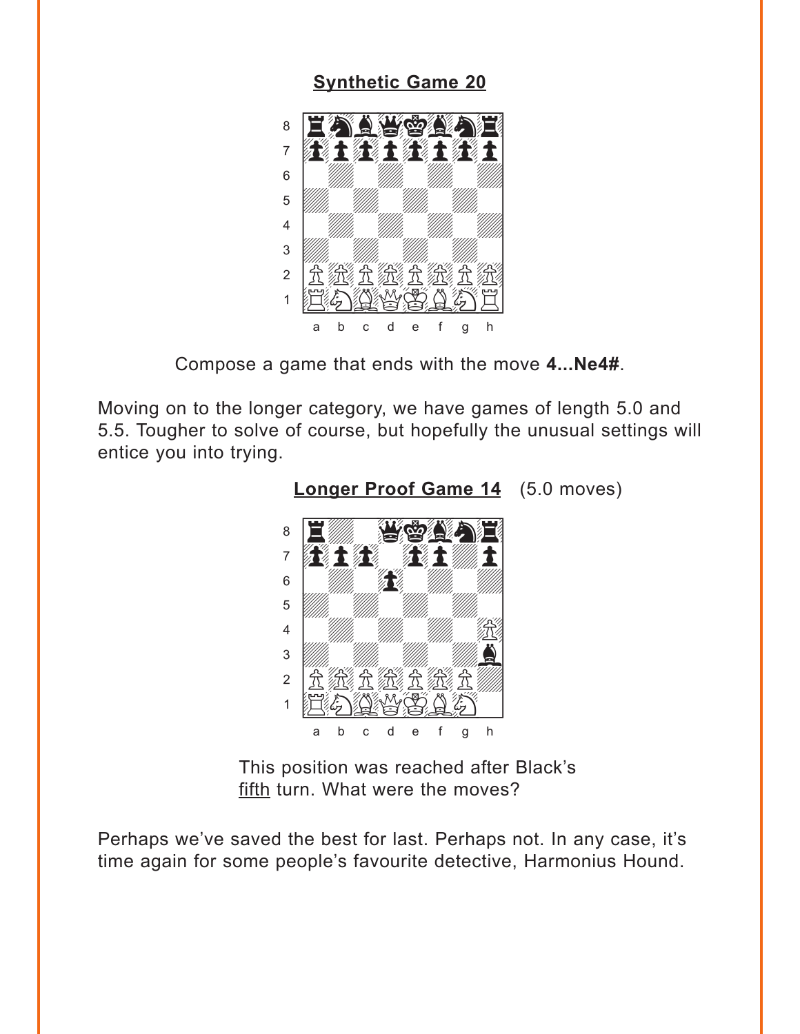**Synthetic Game 20**

Compose a game that ends with the move **4...Ne4#**.

Moving on to the longer category, we have games of length 5.0 and 5.5. Tougher to solve of course, but hopefully the unusual settings will entice you into trying.

**Longer Proof Game 14** (5.0 moves)

This position was reached after Black's fifth turn. What were the moves?

Perhaps we've saved the best for last. Perhaps not. In any case, it's time again for some people's favourite detective, Harmonius Hound.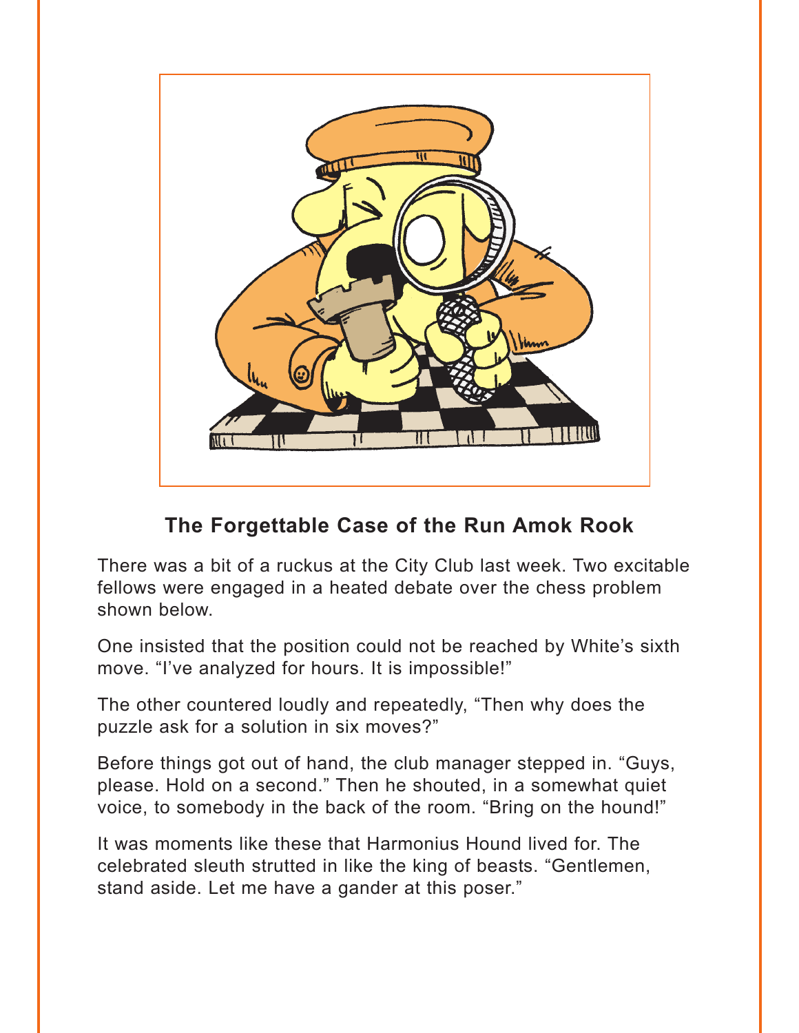## The Forgettable Case of the Run Amok Rook

There was a bit of a ruckus at the City Club last week. Two excitable fellows were engaged in a heated debate over the chess problem shown below.

One insisted that the position could not be reached by White's sixth move. "I've analyzed for hours. It is impossible!"

The other countered loudly and repeatedly, "Then why does the puzzle ask for a solution in six moves?"

Before things got out of hand, the club manager stepped in. "Guys, please. Hold on a second." Then he shouted, in a somewhat quiet voice, to somebody in the back of the room. "Bring on the hound!"

It was moments like these that Harmonius Hound lived for. The celebrated sleuth strutted in like the king of beasts. "Gentlemen, stand aside. Let me have a gander at this poser."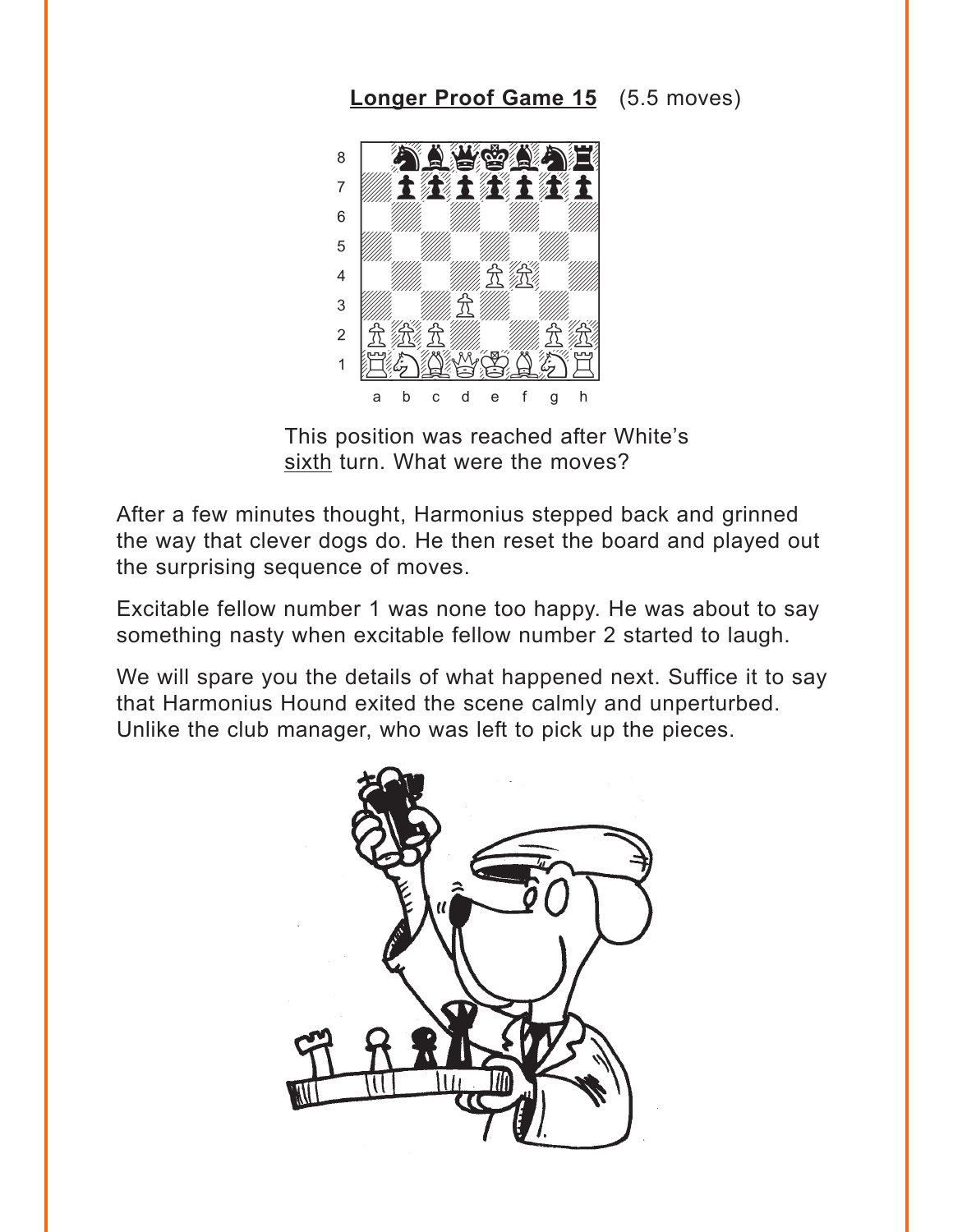**Longer Proof Game 15** (5.5 moves)

This position was reached after White's sixth turn. What were the moves?

After a few minutes thought, Harmonius stepped back and grinned the way that clever dogs do. He then reset the board and played out the surprising sequence of moves.

Excitable fellow number 1 was none too happy. He was about to say something nasty when excitable fellow number 2 started to laugh.

We will spare you the details of what happened next. Suffice it to say that Harmonius Hound exited the scene calmly and unperturbed. Unlike the club manager, who was left to pick up the pieces.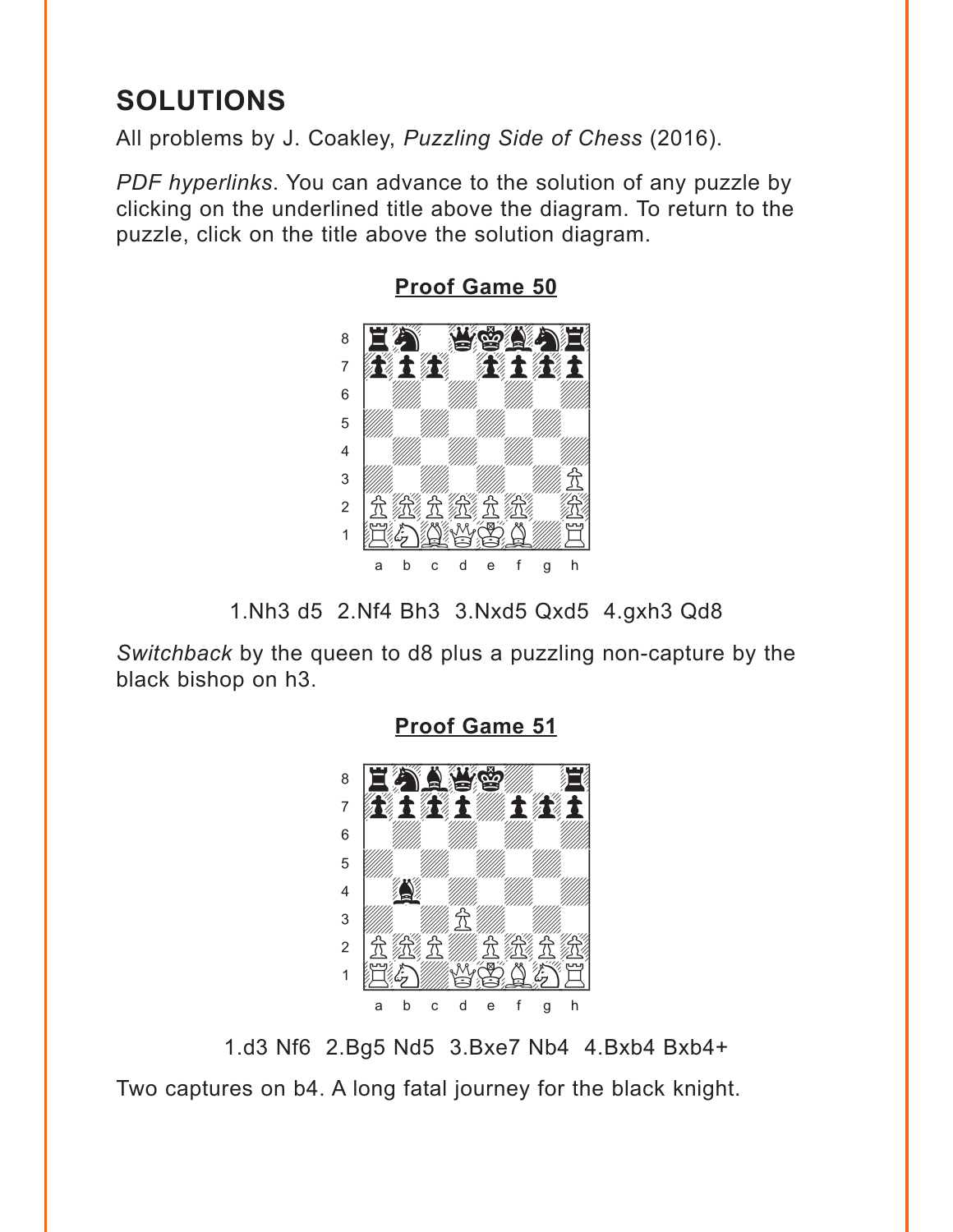## SOLUTIONS

All problems by J. Coakley, *Puzzling Side of Chess* (2016).

*PDF hyperlinks*. You can advance to the solution of any puzzle by clicking on the underlined title above the diagram. To return to the puzzle, click on the title above the solution diagram.

### Proof Game 50

1.Nh3 d5 2.Nf4 Bh3 3.Nxd5 Qxd5 4.gxh3 Qd8

*Switchback* by the queen to d8 plus a puzzling non-capture by the black bishop on h3.

### Proof Game 51

1.d3 Nf6 2.Bg5 Nd5 3.Bxe7 Nb4 4.Bxb4 Bxb4+

Two captures on b4. A long fatal journey for the black knight.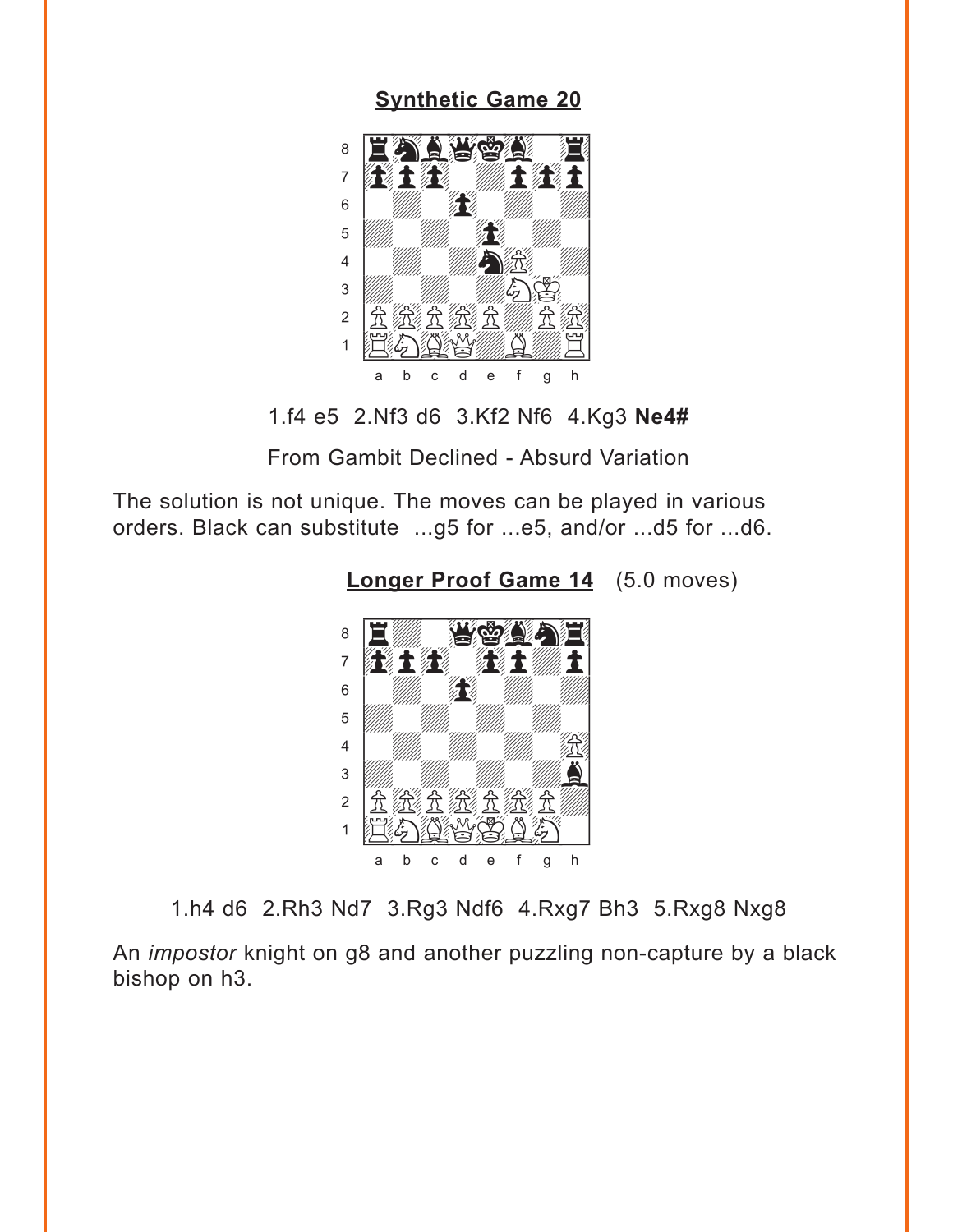## Synthetic Game 20

1.f4 e5 2.Nf3 d6 3.Kf2 Nf6 4.Kg3 **Ne4#**

From Gambit Declined - Absurd Variation

The solution is not unique. The moves can be played in various orders. Black can substitute ...g5 for ...e5, and/or ...d5 for ...d6.

## Longer Proof Game 14 (5.0 moves)

1.h4 d6 2.Rh3 Nd7 3.Rg3 Ndf6 4.Rxg7 Bh3 5.Rxg8 Nxg8

An *impostor* knight on g8 and another puzzling non-capture by a black bishop on h3.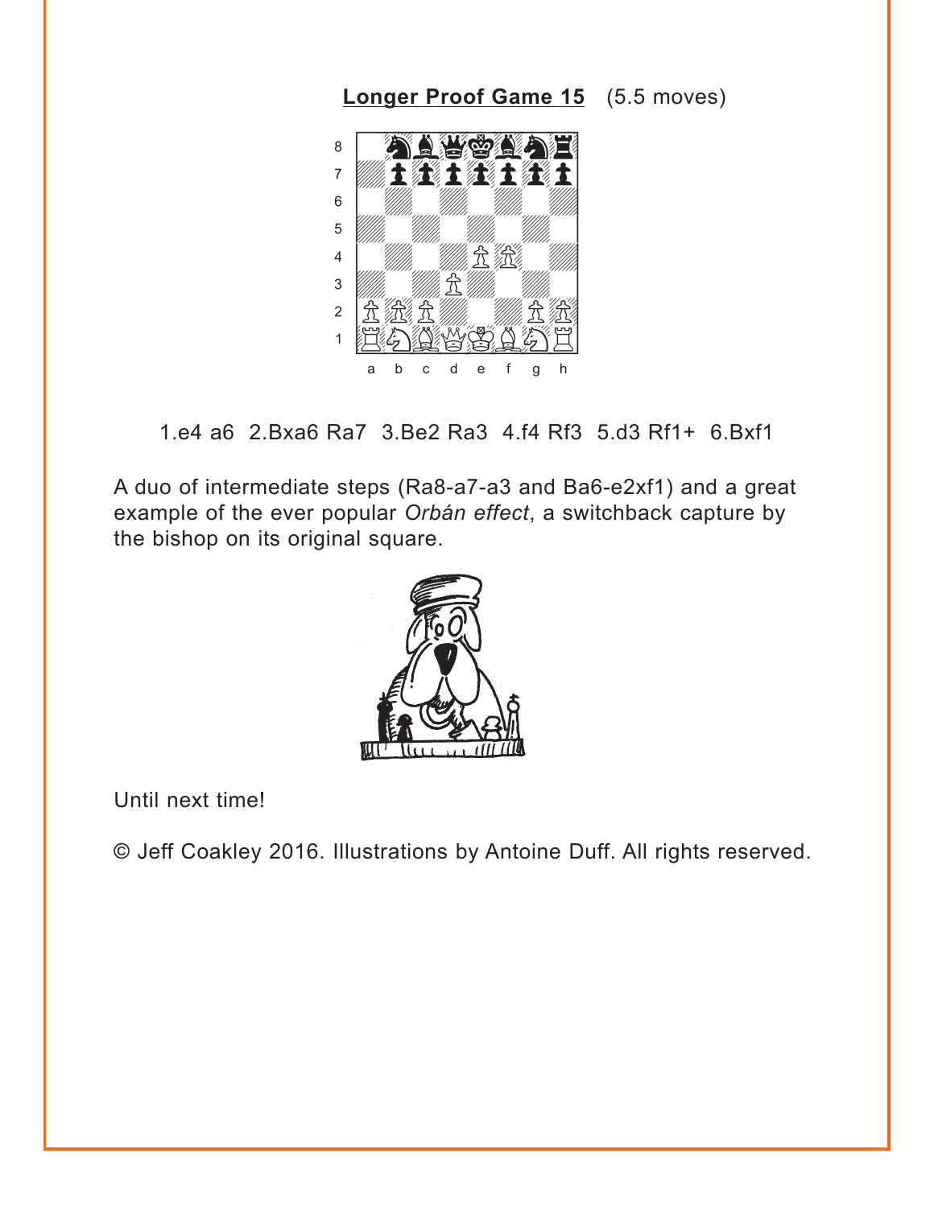**Longer Proof Game 15** (5.5 moves)

1.e4 a6 2.Bxa6 Ra7 3.Be2 Ra3 4.f4 Rf3 5.d3 Rf1+ 6.Bxf1

A duo of intermediate steps (Ra8-a7-a3 and Ba6-e2xf1) and a great example of the ever popular *Orbán effect*, a switchback capture by the bishop on its original square.

Until next time!

© Jeff Coakley 2016. Illustrations by Antoine Duff. All rights reserved.